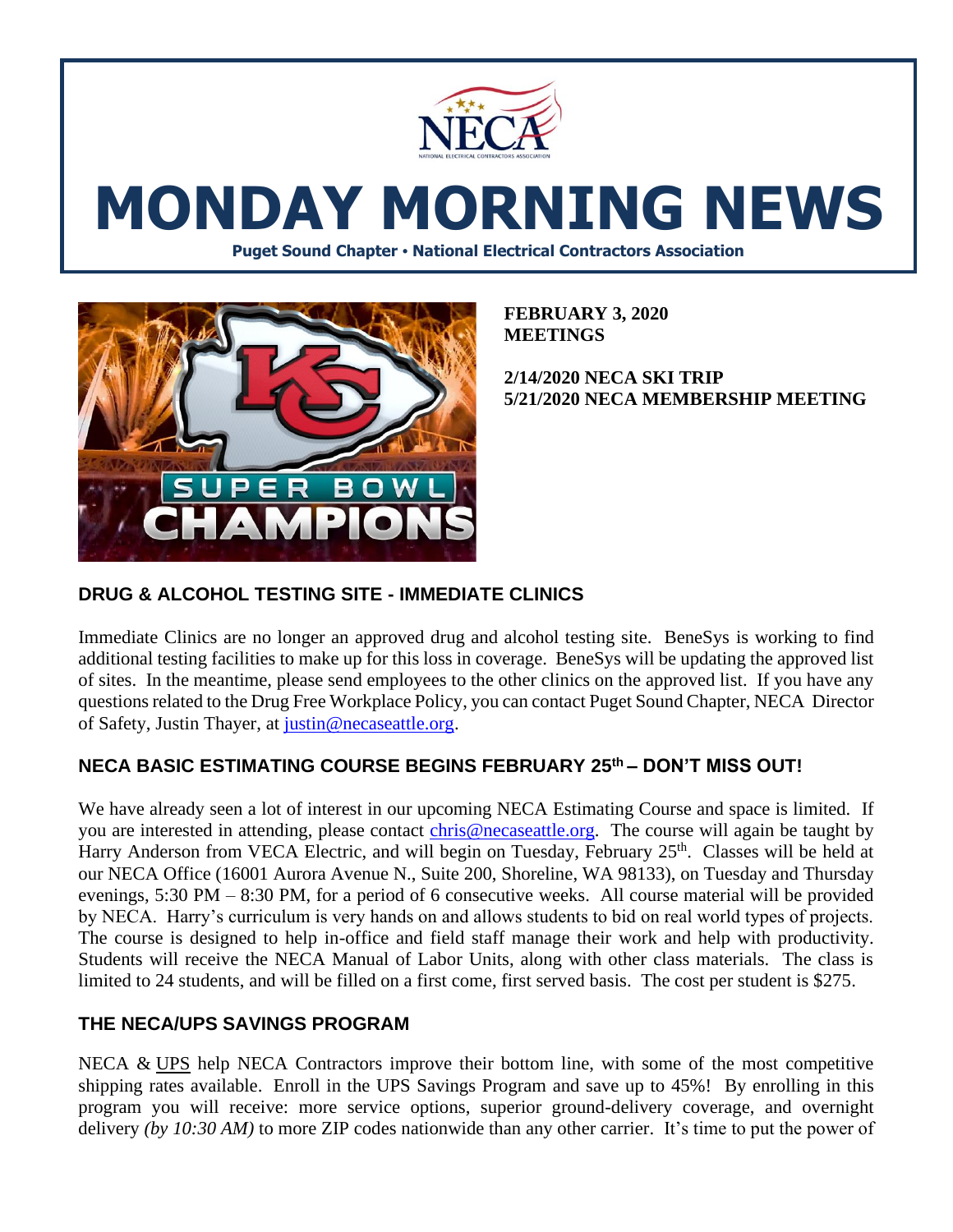# MONDAY MORNING NEWS

**Puget Sound Chapter • National Electrical Contractors Association**

**FEBRUARY 3, 2020**
**MEETINGS**

**2/14/2020 NECA SKI TRIP**
**5/21/2020 NECA MEMBERSHIP MEETING**

## DRUG & ALCOHOL TESTING SITE - IMMEDIATE CLINICS

Immediate Clinics are no longer an approved drug and alcohol testing site. BeneSys is working to find additional testing facilities to make up for this loss in coverage. BeneSys will be updating the approved list of sites. In the meantime, please send employees to the other clinics on the approved list. If you have any questions related to the Drug Free Workplace Policy, you can contact Puget Sound Chapter, NECA Director of Safety, Justin Thayer, at justin@necaseattle.org.

## NECA BASIC ESTIMATING COURSE BEGINS FEBRUARY 25th – DON'T MISS OUT!

We have already seen a lot of interest in our upcoming NECA Estimating Course and space is limited. If you are interested in attending, please contact chris@necaseattle.org. The course will again be taught by Harry Anderson from VECA Electric, and will begin on Tuesday, February 25th. Classes will be held at our NECA Office (16001 Aurora Avenue N., Suite 200, Shoreline, WA 98133), on Tuesday and Thursday evenings, 5:30 PM – 8:30 PM, for a period of 6 consecutive weeks. All course material will be provided by NECA. Harry's curriculum is very hands on and allows students to bid on real world types of projects. The course is designed to help in-office and field staff manage their work and help with productivity. Students will receive the NECA Manual of Labor Units, along with other class materials. The class is limited to 24 students, and will be filled on a first come, first served basis. The cost per student is $275.

## THE NECA/UPS SAVINGS PROGRAM

NECA & UPS help NECA Contractors improve their bottom line, with some of the most competitive shipping rates available. Enroll in the UPS Savings Program and save up to 45%! By enrolling in this program you will receive: more service options, superior ground-delivery coverage, and overnight delivery *(by 10:30 AM)* to more ZIP codes nationwide than any other carrier. It's time to put the power of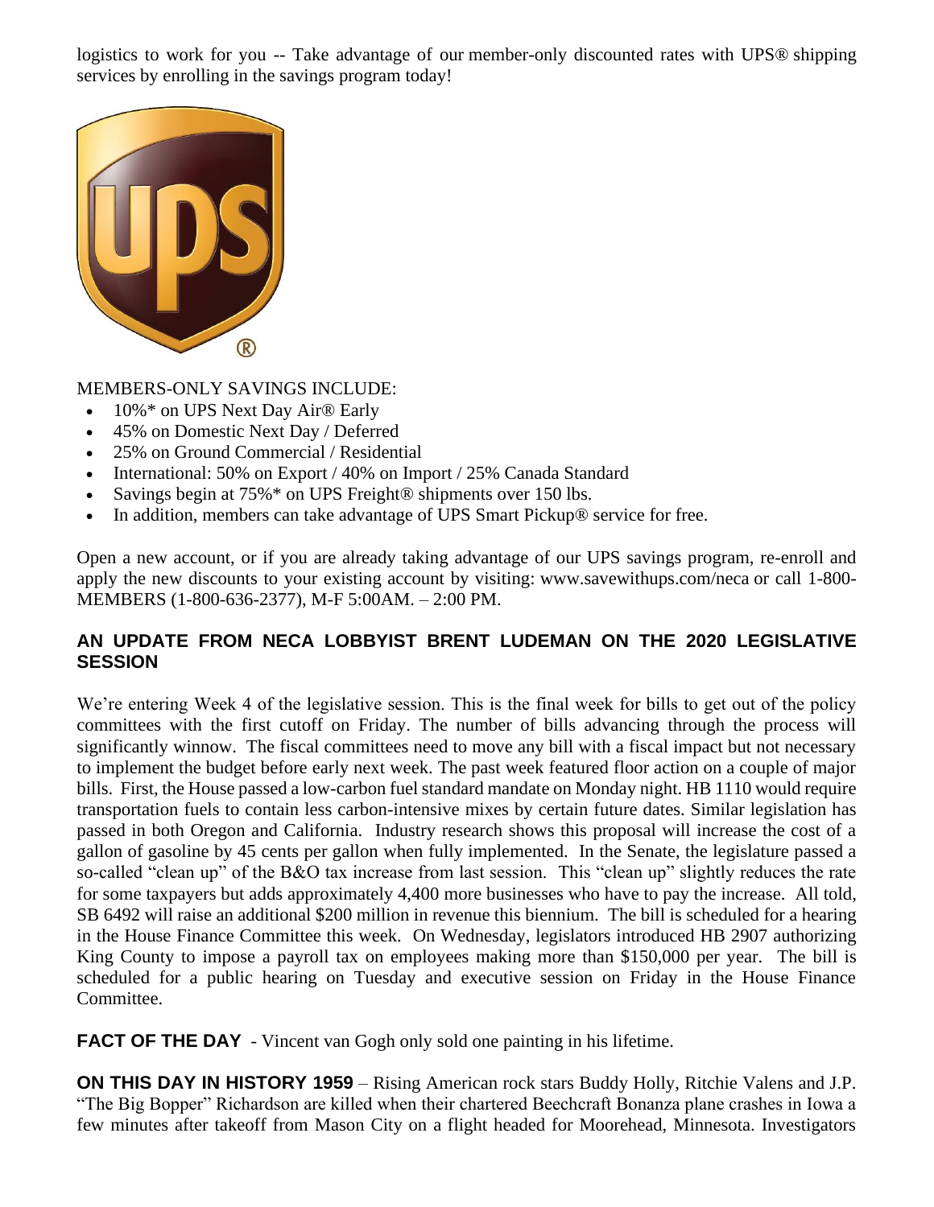logistics to work for you -- Take advantage of our member-only discounted rates with UPS® shipping services by enrolling in the savings program today!

MEMBERS-ONLY SAVINGS INCLUDE:

- 10%* on UPS Next Day Air® Early
- 45% on Domestic Next Day / Deferred
- 25% on Ground Commercial / Residential
- International: 50% on Export / 40% on Import / 25% Canada Standard
- Savings begin at 75%* on UPS Freight® shipments over 150 lbs.
- In addition, members can take advantage of UPS Smart Pickup® service for free.

Open a new account, or if you are already taking advantage of our UPS savings program, re-enroll and apply the new discounts to your existing account by visiting: www.savewithups.com/neca or call 1-800-MEMBERS (1-800-636-2377), M-F 5:00AM. – 2:00 PM.

## AN UPDATE FROM NECA LOBBYIST BRENT LUDEMAN ON THE 2020 LEGISLATIVE SESSION

We're entering Week 4 of the legislative session. This is the final week for bills to get out of the policy committees with the first cutoff on Friday. The number of bills advancing through the process will significantly winnow. The fiscal committees need to move any bill with a fiscal impact but not necessary to implement the budget before early next week. The past week featured floor action on a couple of major bills. First, the House passed a low-carbon fuel standard mandate on Monday night. HB 1110 would require transportation fuels to contain less carbon-intensive mixes by certain future dates. Similar legislation has passed in both Oregon and California. Industry research shows this proposal will increase the cost of a gallon of gasoline by 45 cents per gallon when fully implemented. In the Senate, the legislature passed a so-called "clean up" of the B&O tax increase from last session. This "clean up" slightly reduces the rate for some taxpayers but adds approximately 4,400 more businesses who have to pay the increase. All told, SB 6492 will raise an additional $200 million in revenue this biennium. The bill is scheduled for a hearing in the House Finance Committee this week. On Wednesday, legislators introduced HB 2907 authorizing King County to impose a payroll tax on employees making more than $150,000 per year. The bill is scheduled for a public hearing on Tuesday and executive session on Friday in the House Finance Committee.

**FACT OF THE DAY** - Vincent van Gogh only sold one painting in his lifetime.

**ON THIS DAY IN HISTORY 1959** – Rising American rock stars Buddy Holly, Ritchie Valens and J.P. "The Big Bopper" Richardson are killed when their chartered Beechcraft Bonanza plane crashes in Iowa a few minutes after takeoff from Mason City on a flight headed for Moorehead, Minnesota. Investigators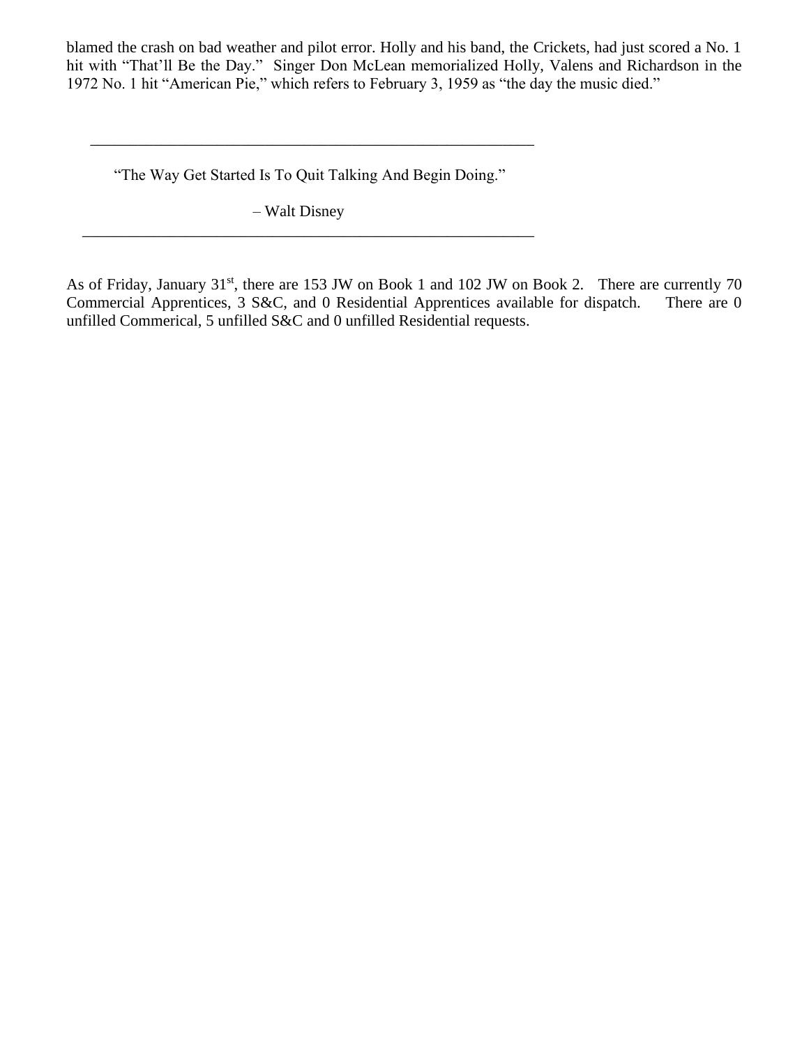blamed the crash on bad weather and pilot error. Holly and his band, the Crickets, had just scored a No. 1 hit with "That'll Be the Day." Singer Don McLean memorialized Holly, Valens and Richardson in the 1972 No. 1 hit "American Pie," which refers to February 3, 1959 as "the day the music died."

---

"The Way Get Started Is To Quit Talking And Begin Doing."

– Walt Disney

---

As of Friday, January 31st, there are 153 JW on Book 1 and 102 JW on Book 2. There are currently 70 Commercial Apprentices, 3 S&C, and 0 Residential Apprentices available for dispatch. There are 0 unfilled Commerical, 5 unfilled S&C and 0 unfilled Residential requests.